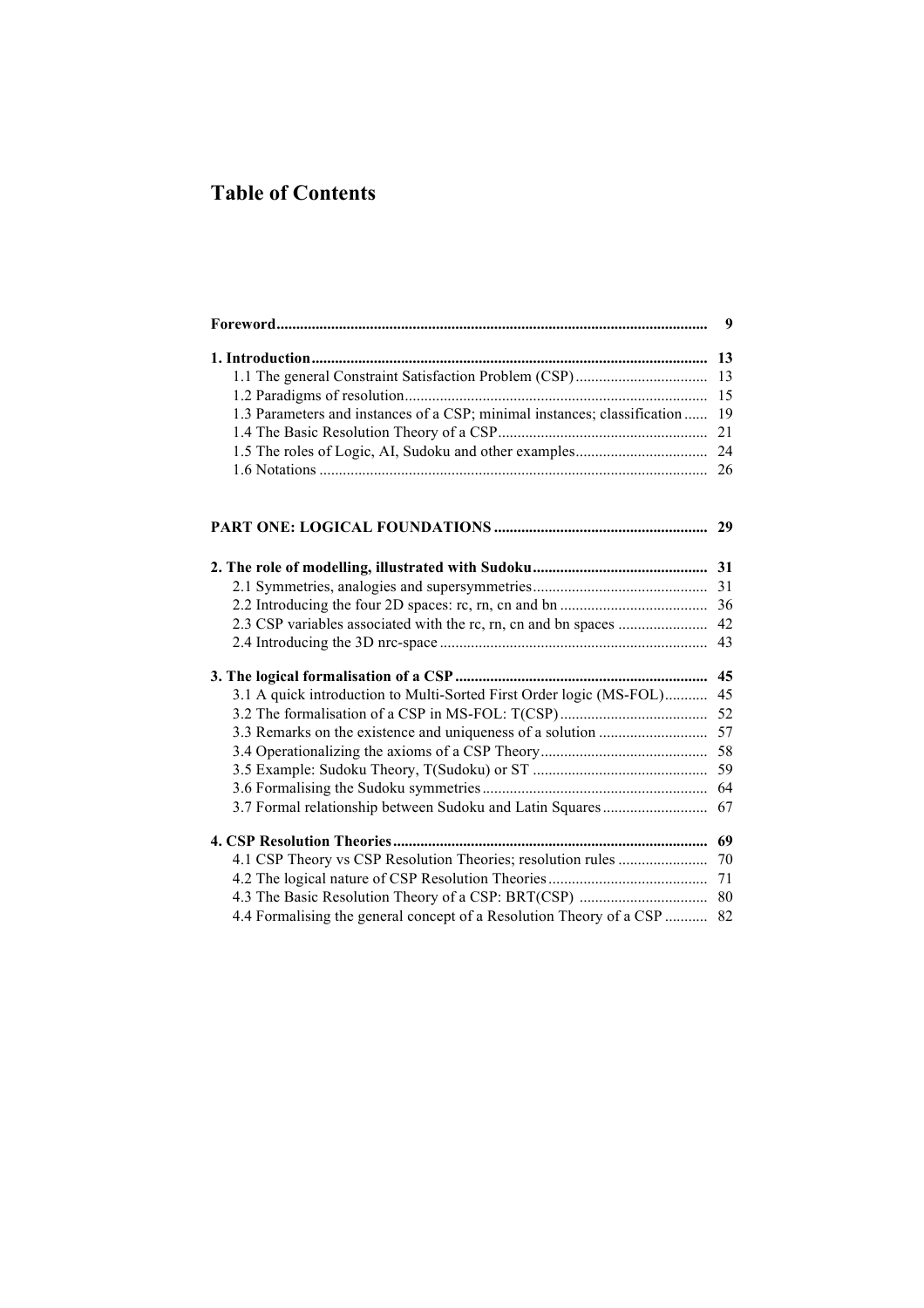# Table of Contents

| | |
|---|---|
| **Foreword** | **9** |
| **1. Introduction** | **13** |
| 1.1 The general Constraint Satisfaction Problem (CSP) | 13 |
| 1.2 Paradigms of resolution | 15 |
| 1.3 Parameters and instances of a CSP; minimal instances; classification | 19 |
| 1.4 The Basic Resolution Theory of a CSP | 21 |
| 1.5 The roles of Logic, AI, Sudoku and other examples | 24 |
| 1.6 Notations | 26 |
| **PART ONE: LOGICAL FOUNDATIONS** | **29** |
| **2. The role of modelling, illustrated with Sudoku** | **31** |
| 2.1 Symmetries, analogies and supersymmetries | 31 |
| 2.2 Introducing the four 2D spaces: rc, rn, cn and bn | 36 |
| 2.3 CSP variables associated with the rc, rn, cn and bn spaces | 42 |
| 2.4 Introducing the 3D nrc-space | 43 |
| **3. The logical formalisation of a CSP** | **45** |
| 3.1 A quick introduction to Multi-Sorted First Order logic (MS-FOL) | 45 |
| 3.2 The formalisation of a CSP in MS-FOL: T(CSP) | 52 |
| 3.3 Remarks on the existence and uniqueness of a solution | 57 |
| 3.4 Operationalizing the axioms of a CSP Theory | 58 |
| 3.5 Example: Sudoku Theory, T(Sudoku) or ST | 59 |
| 3.6 Formalising the Sudoku symmetries | 64 |
| 3.7 Formal relationship between Sudoku and Latin Squares | 67 |
| **4. CSP Resolution Theories** | **69** |
| 4.1 CSP Theory vs CSP Resolution Theories; resolution rules | 70 |
| 4.2 The logical nature of CSP Resolution Theories | 71 |
| 4.3 The Basic Resolution Theory of a CSP: BRT(CSP) | 80 |
| 4.4 Formalising the general concept of a Resolution Theory of a CSP | 82 |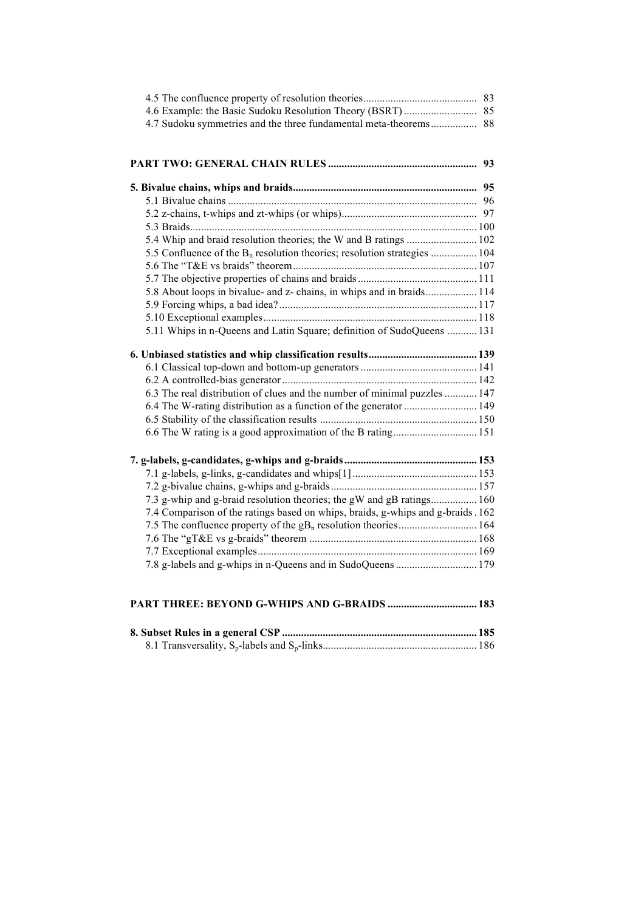4.5 The confluence property of resolution theories .......................................... 83
4.6 Example: the Basic Sudoku Resolution Theory (BSRT) ........................... 85
4.7 Sudoku symmetries and the three fundamental meta-theorems ................. 88

**PART TWO: GENERAL CHAIN RULES ...................................................... 93**

**5. Bivalue chains, whips and braids ................................................................... 95**

5.1 Bivalue chains ........................................................................................... 96
5.2 z-chains, t-whips and zt-whips (or whips) .................................................. 97
5.3 Braids ......................................................................................................... 100
5.4 Whip and braid resolution theories; the W and B ratings .......................... 102
5.5 Confluence of the $B_n$ resolution theories; resolution strategies ................. 104
5.6 The "T&E vs braids" theorem ................................................................... 107
5.7 The objective properties of chains and braids ............................................ 111
5.8 About loops in bivalue- and z- chains, in whips and in braids ................... 114
5.9 Forcing whips, a bad idea? ......................................................................... 117
5.10 Exceptional examples ............................................................................... 118
5.11 Whips in n-Queens and Latin Square; definition of SudoQueens ........... 131

**6. Unbiased statistics and whip classification results ........................................ 139**

6.1 Classical top-down and bottom-up generators ........................................... 141
6.2 A controlled-bias generator ........................................................................ 142
6.3 The real distribution of clues and the number of minimal puzzles ............ 147
6.4 The W-rating distribution as a function of the generator ........................... 149
6.5 Stability of the classification results .......................................................... 150
6.6 The W rating is a good approximation of the B rating ............................... 151

**7. g-labels, g-candidates, g-whips and g-braids ................................................. 153**

7.1 g-labels, g-links, g-candidates and whips[1] .............................................. 153
7.2 g-bivalue chains, g-whips and g-braids ...................................................... 157
7.3 g-whip and g-braid resolution theories; the gW and gB ratings ................. 160
7.4 Comparison of the ratings based on whips, braids, g-whips and g-braids . 162
7.5 The confluence property of the $gB_n$ resolution theories ............................. 164
7.6 The "gT&E vs g-braids" theorem .............................................................. 168
7.7 Exceptional examples ................................................................................. 169
7.8 g-labels and g-whips in n-Queens and in SudoQueens .............................. 179

**PART THREE: BEYOND G-WHIPS AND G-BRAIDS ................................. 183**

**8. Subset Rules in a general CSP ........................................................................ 185**

8.1 Transversality, $S_p$-labels and $S_p$-links ......................................................... 186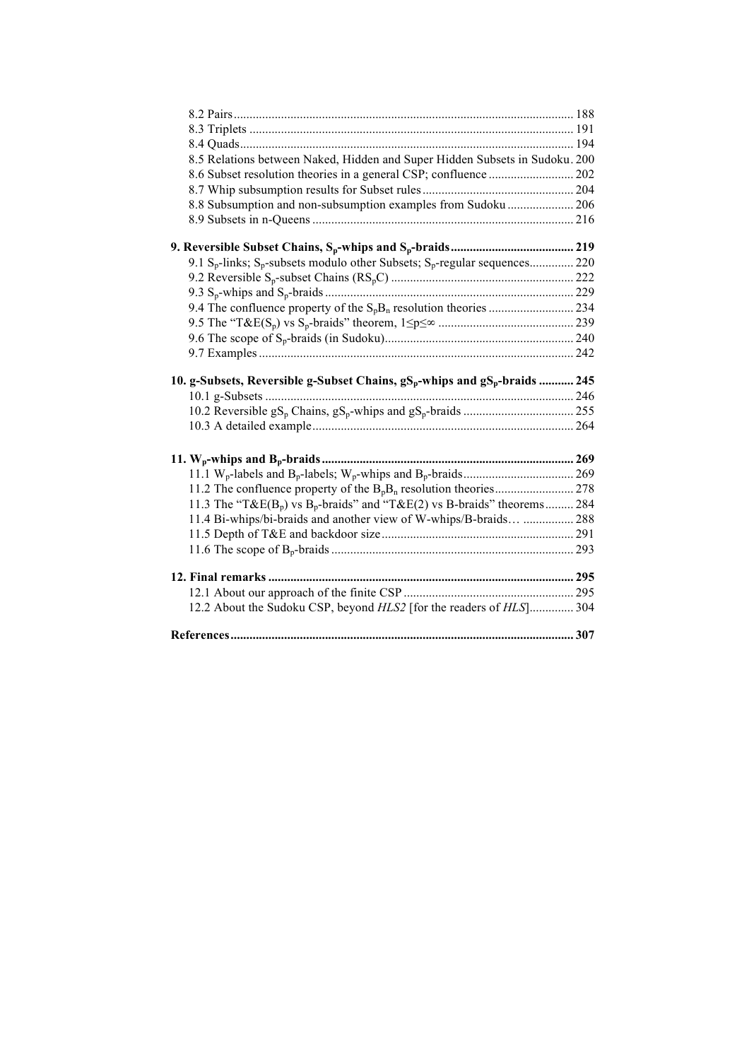8.2 Pairs ........ 188
8.3 Triplets ........ 191
8.4 Quads ........ 194
8.5 Relations between Naked, Hidden and Super Hidden Subsets in Sudoku ........ 200
8.6 Subset resolution theories in a general CSP; confluence ........ 202
8.7 Whip subsumption results for Subset rules ........ 204
8.8 Subsumption and non-subsumption examples from Sudoku ........ 206
8.9 Subsets in n-Queens ........ 216

**9. Reversible Subset Chains, $S_p$-whips and $S_p$-braids ........ 219**

9.1 $S_p$-links; $S_p$-subsets modulo other Subsets; $S_p$-regular sequences ........ 220
9.2 Reversible $S_p$-subset Chains ($RS_pC$) ........ 222
9.3 $S_p$-whips and $S_p$-braids ........ 229
9.4 The confluence property of the $S_pB_n$ resolution theories ........ 234
9.5 The "T&E($S_p$) vs $S_p$-braids" theorem, $1 \leq p \leq \infty$ ........ 239
9.6 The scope of $S_p$-braids (in Sudoku) ........ 240
9.7 Examples ........ 242

**10. g-Subsets, Reversible g-Subset Chains, $gS_p$-whips and $gS_p$-braids ........ 245**

10.1 g-Subsets ........ 246
10.2 Reversible $gS_p$ Chains, $gS_p$-whips and $gS_p$-braids ........ 255
10.3 A detailed example ........ 264

**11. $W_p$-whips and $B_p$-braids ........ 269**

11.1 $W_p$-labels and $B_p$-labels; $W_p$-whips and $B_p$-braids ........ 269
11.2 The confluence property of the $B_pB_n$ resolution theories ........ 278
11.3 The "T&E($B_p$) vs $B_p$-braids" and "T&E(2) vs B-braids" theorems ........ 284
11.4 Bi-whips/bi-braids and another view of W-whips/B-braids… ........ 288
11.5 Depth of T&E and backdoor size ........ 291
11.6 The scope of $B_p$-braids ........ 293

**12. Final remarks ........ 295**

12.1 About our approach of the finite CSP ........ 295
12.2 About the Sudoku CSP, beyond *HLS2* [for the readers of *HLS*] ........ 304

**References ........ 307**